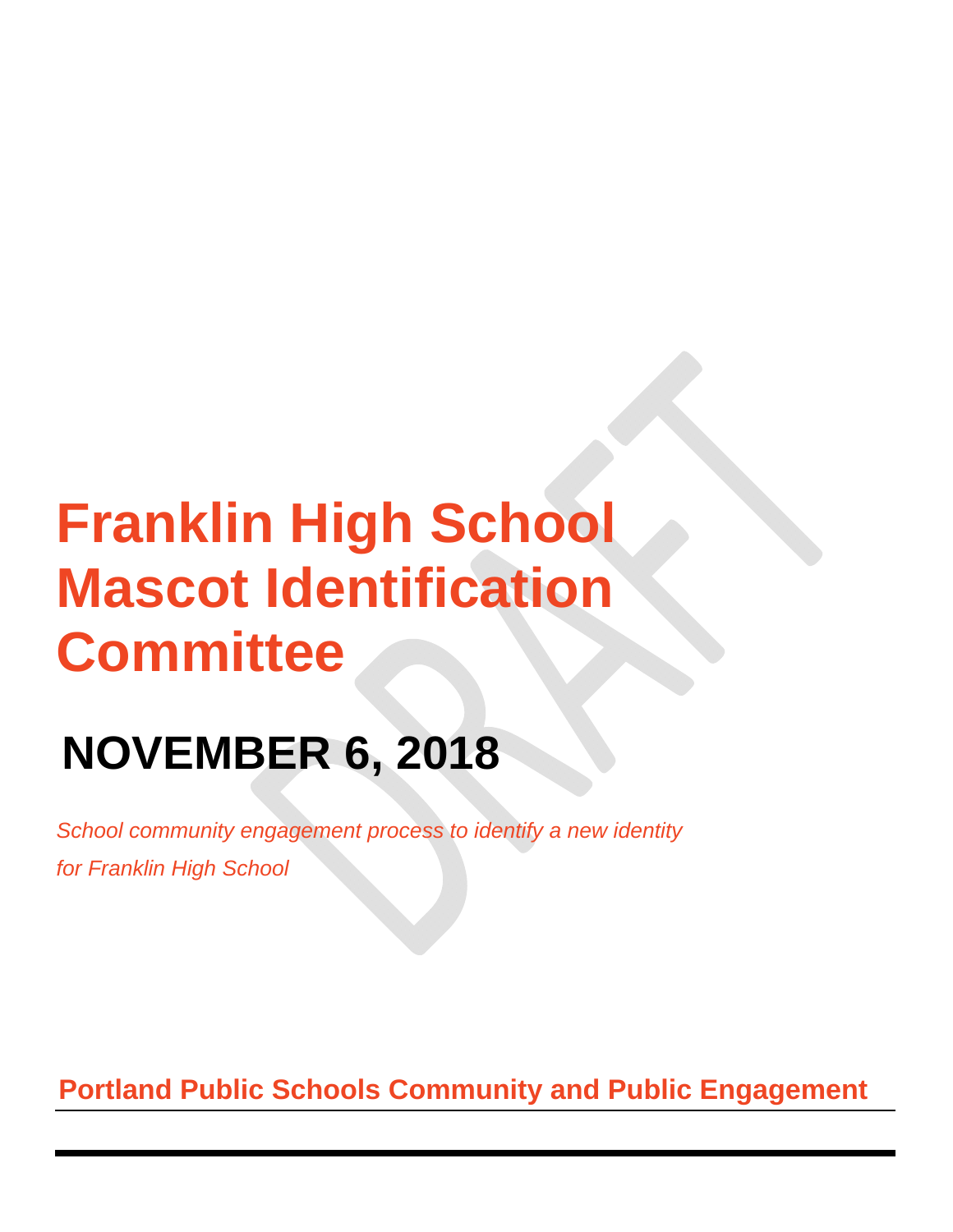# Franklin High School Mascot Identification Committee

## NOVEMBER 6, 2018

*School community engagement process to identify a new identity for Franklin High School*

**Portland Public Schools Community and Public Engagement**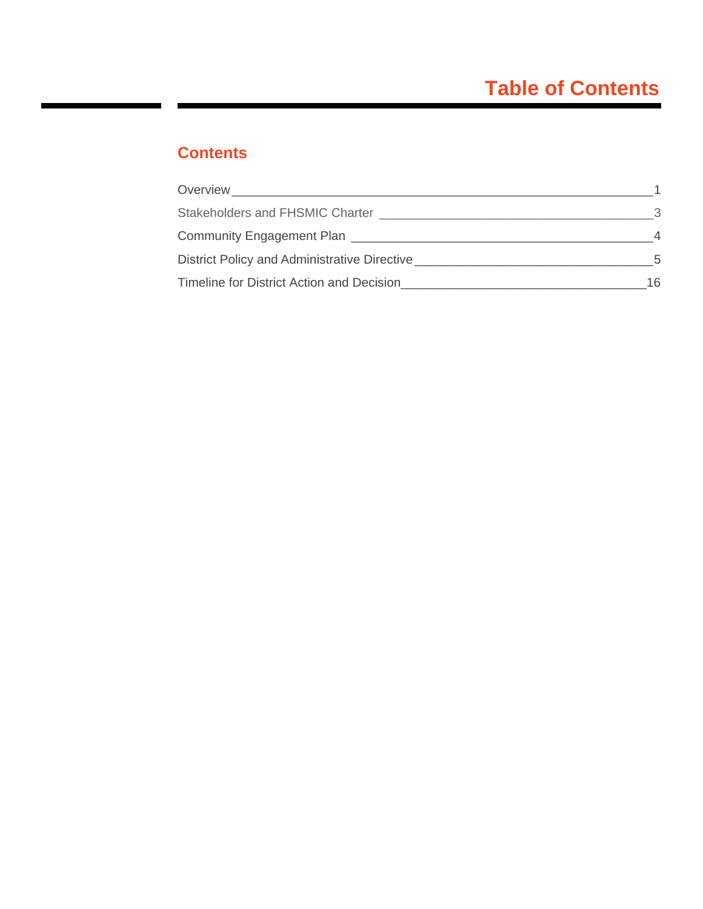# Table of Contents

## Contents

| | |
|---|---|
| Overview | 1 |
| Stakeholders and FHSMIC Charter | 3 |
| Community Engagement Plan | 4 |
| District Policy and Administrative Directive | 5 |
| Timeline for District Action and Decision | 16 |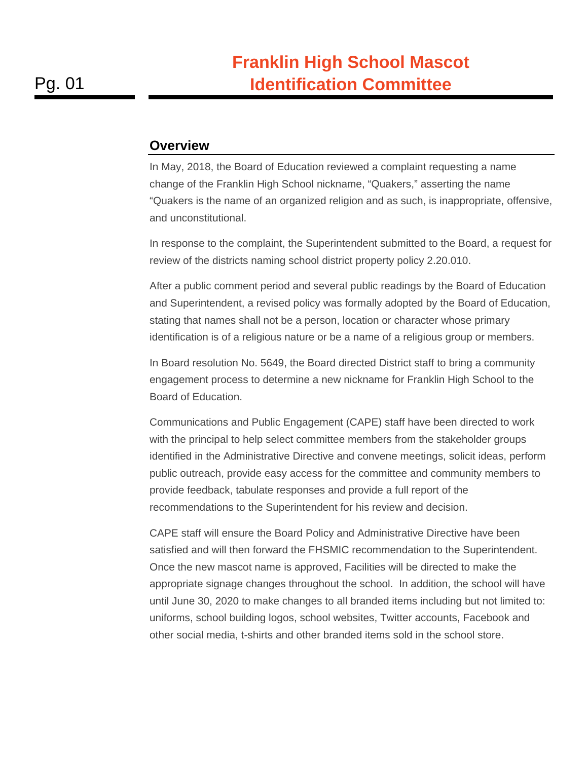# Franklin High School Mascot Identification Committee

## Overview

In May, 2018, the Board of Education reviewed a complaint requesting a name change of the Franklin High School nickname, "Quakers," asserting the name "Quakers is the name of an organized religion and as such, is inappropriate, offensive, and unconstitutional.

In response to the complaint, the Superintendent submitted to the Board, a request for review of the districts naming school district property policy 2.20.010.

After a public comment period and several public readings by the Board of Education and Superintendent, a revised policy was formally adopted by the Board of Education, stating that names shall not be a person, location or character whose primary identification is of a religious nature or be a name of a religious group or members.

In Board resolution No. 5649, the Board directed District staff to bring a community engagement process to determine a new nickname for Franklin High School to the Board of Education.

Communications and Public Engagement (CAPE) staff have been directed to work with the principal to help select committee members from the stakeholder groups identified in the Administrative Directive and convene meetings, solicit ideas, perform public outreach, provide easy access for the committee and community members to provide feedback, tabulate responses and provide a full report of the recommendations to the Superintendent for his review and decision.

CAPE staff will ensure the Board Policy and Administrative Directive have been satisfied and will then forward the FHSMIC recommendation to the Superintendent. Once the new mascot name is approved, Facilities will be directed to make the appropriate signage changes throughout the school. In addition, the school will have until June 30, 2020 to make changes to all branded items including but not limited to: uniforms, school building logos, school websites, Twitter accounts, Facebook and other social media, t-shirts and other branded items sold in the school store.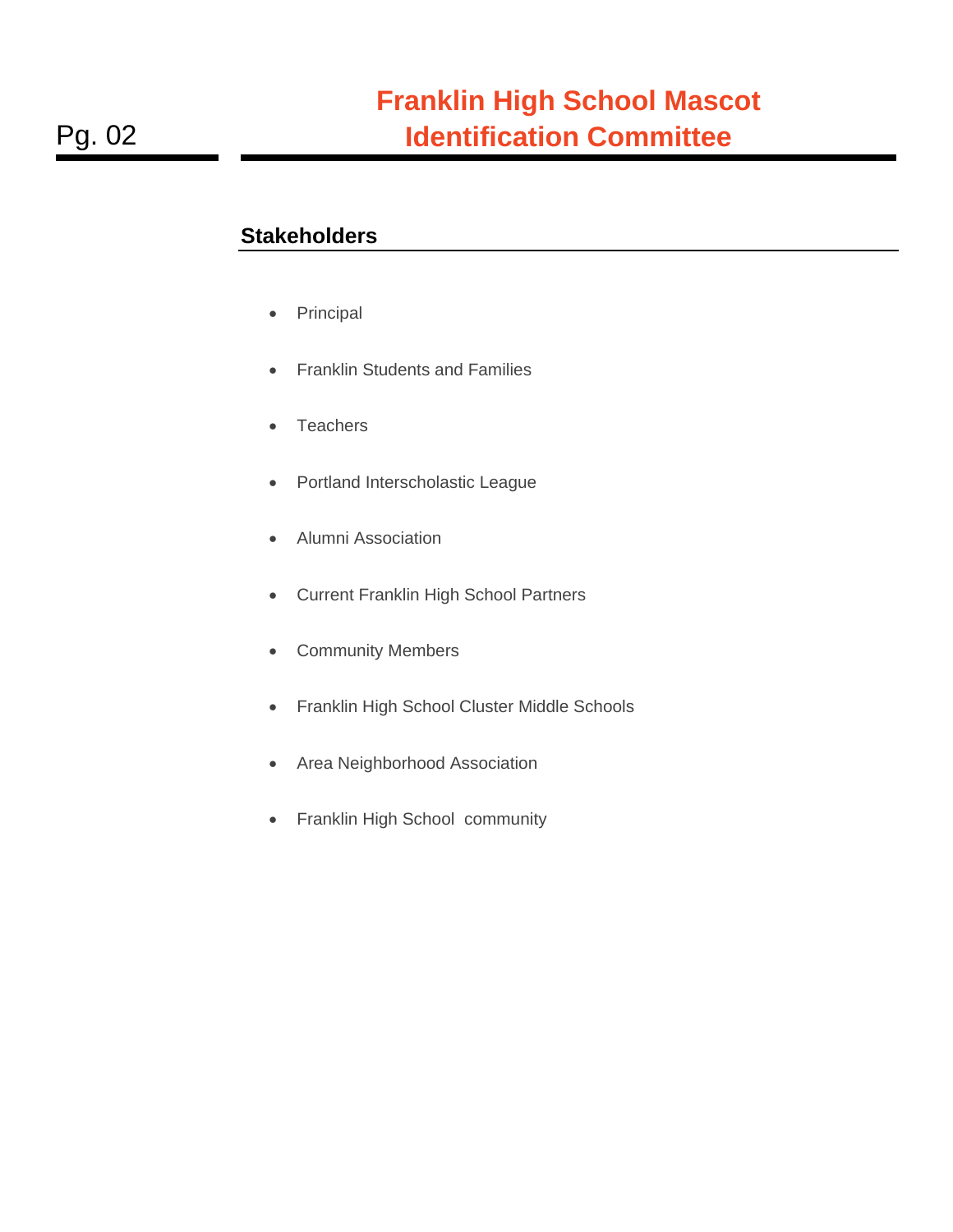## Stakeholders

- Principal
- Franklin Students and Families
- Teachers
- Portland Interscholastic League
- Alumni Association
- Current Franklin High School Partners
- Community Members
- Franklin High School Cluster Middle Schools
- Area Neighborhood Association
- Franklin High School community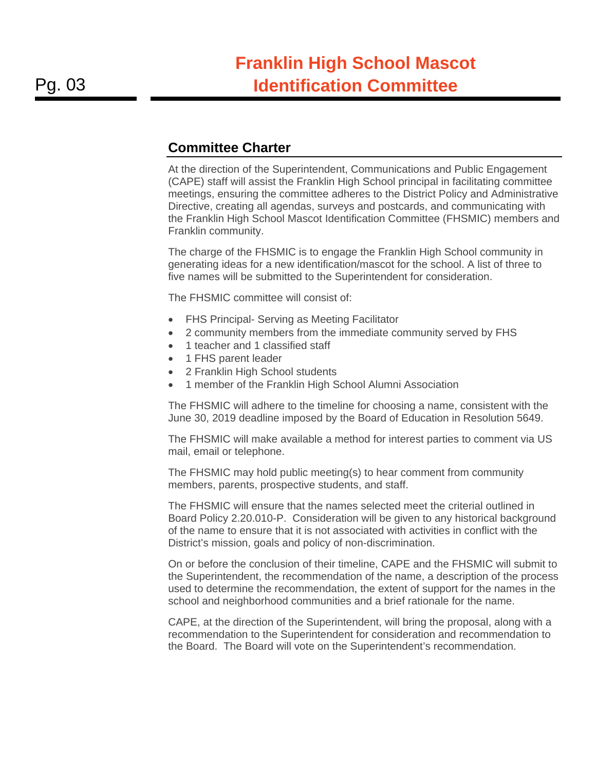# Franklin High School Mascot Identification Committee

## Committee Charter

At the direction of the Superintendent, Communications and Public Engagement (CAPE) staff will assist the Franklin High School principal in facilitating committee meetings, ensuring the committee adheres to the District Policy and Administrative Directive, creating all agendas, surveys and postcards, and communicating with the Franklin High School Mascot Identification Committee (FHSMIC) members and Franklin community.

The charge of the FHSMIC is to engage the Franklin High School community in generating ideas for a new identification/mascot for the school. A list of three to five names will be submitted to the Superintendent for consideration.

The FHSMIC committee will consist of:

- FHS Principal- Serving as Meeting Facilitator
- 2 community members from the immediate community served by FHS
- 1 teacher and 1 classified staff
- 1 FHS parent leader
- 2 Franklin High School students
- 1 member of the Franklin High School Alumni Association

The FHSMIC will adhere to the timeline for choosing a name, consistent with the June 30, 2019 deadline imposed by the Board of Education in Resolution 5649.

The FHSMIC will make available a method for interest parties to comment via US mail, email or telephone.

The FHSMIC may hold public meeting(s) to hear comment from community members, parents, prospective students, and staff.

The FHSMIC will ensure that the names selected meet the criterial outlined in Board Policy 2.20.010-P. Consideration will be given to any historical background of the name to ensure that it is not associated with activities in conflict with the District's mission, goals and policy of non-discrimination.

On or before the conclusion of their timeline, CAPE and the FHSMIC will submit to the Superintendent, the recommendation of the name, a description of the process used to determine the recommendation, the extent of support for the names in the school and neighborhood communities and a brief rationale for the name.

CAPE, at the direction of the Superintendent, will bring the proposal, along with a recommendation to the Superintendent for consideration and recommendation to the Board. The Board will vote on the Superintendent's recommendation.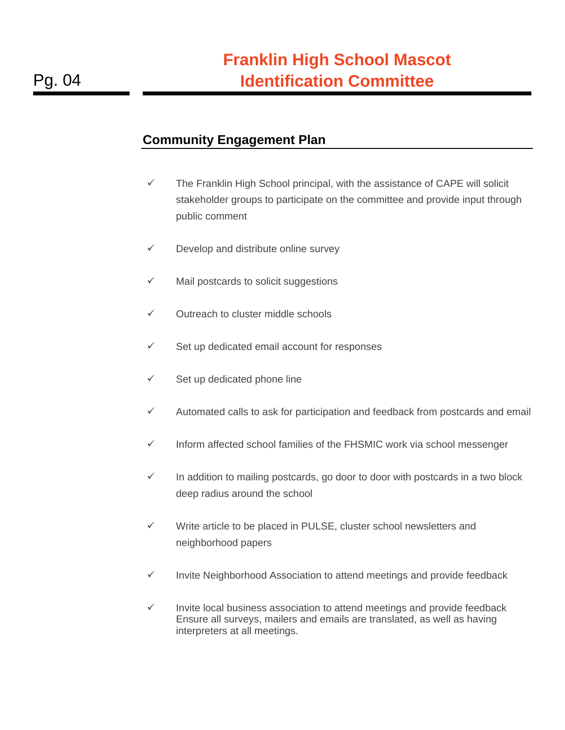## Community Engagement Plan

- ✓ The Franklin High School principal, with the assistance of CAPE will solicit stakeholder groups to participate on the committee and provide input through public comment
- ✓ Develop and distribute online survey
- ✓ Mail postcards to solicit suggestions
- ✓ Outreach to cluster middle schools
- ✓ Set up dedicated email account for responses
- ✓ Set up dedicated phone line
- ✓ Automated calls to ask for participation and feedback from postcards and email
- ✓ Inform affected school families of the FHSMIC work via school messenger
- ✓ In addition to mailing postcards, go door to door with postcards in a two block deep radius around the school
- ✓ Write article to be placed in PULSE, cluster school newsletters and neighborhood papers
- ✓ Invite Neighborhood Association to attend meetings and provide feedback
- ✓ Invite local business association to attend meetings and provide feedback Ensure all surveys, mailers and emails are translated, as well as having interpreters at all meetings.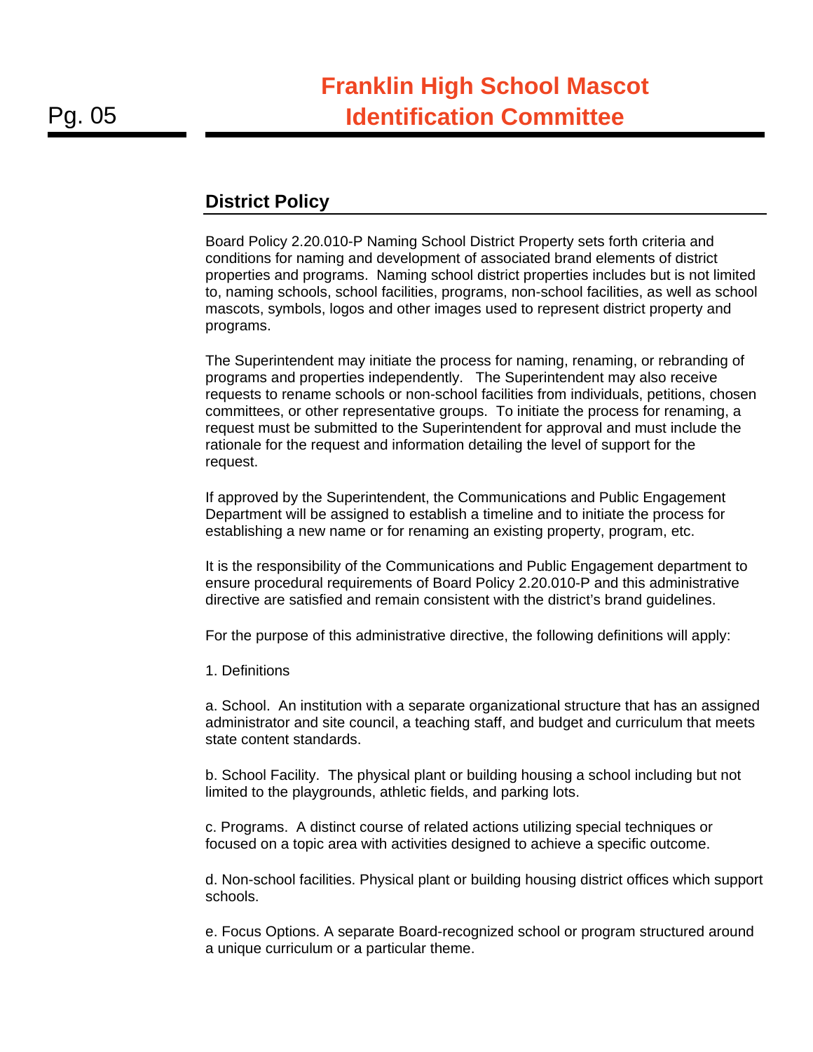## District Policy

Board Policy 2.20.010-P Naming School District Property sets forth criteria and conditions for naming and development of associated brand elements of district properties and programs. Naming school district properties includes but is not limited to, naming schools, school facilities, programs, non-school facilities, as well as school mascots, symbols, logos and other images used to represent district property and programs.

The Superintendent may initiate the process for naming, renaming, or rebranding of programs and properties independently. The Superintendent may also receive requests to rename schools or non-school facilities from individuals, petitions, chosen committees, or other representative groups. To initiate the process for renaming, a request must be submitted to the Superintendent for approval and must include the rationale for the request and information detailing the level of support for the request.

If approved by the Superintendent, the Communications and Public Engagement Department will be assigned to establish a timeline and to initiate the process for establishing a new name or for renaming an existing property, program, etc.

It is the responsibility of the Communications and Public Engagement department to ensure procedural requirements of Board Policy 2.20.010-P and this administrative directive are satisfied and remain consistent with the district's brand guidelines.

For the purpose of this administrative directive, the following definitions will apply:

1. Definitions

a. School. An institution with a separate organizational structure that has an assigned administrator and site council, a teaching staff, and budget and curriculum that meets state content standards.

b. School Facility. The physical plant or building housing a school including but not limited to the playgrounds, athletic fields, and parking lots.

c. Programs. A distinct course of related actions utilizing special techniques or focused on a topic area with activities designed to achieve a specific outcome.

d. Non-school facilities. Physical plant or building housing district offices which support schools.

e. Focus Options. A separate Board-recognized school or program structured around a unique curriculum or a particular theme.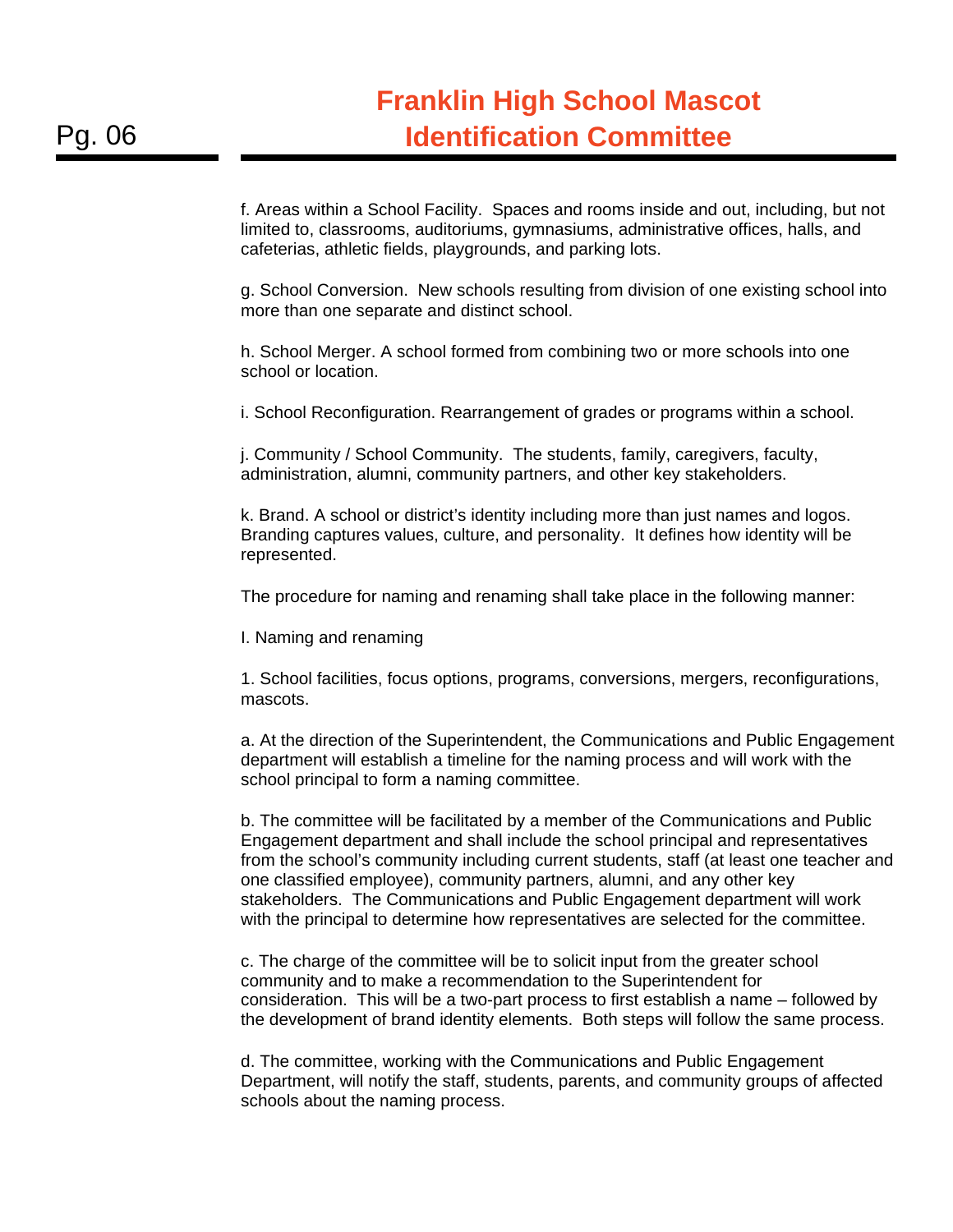f. Areas within a School Facility. Spaces and rooms inside and out, including, but not limited to, classrooms, auditoriums, gymnasiums, administrative offices, halls, and cafeterias, athletic fields, playgrounds, and parking lots.

g. School Conversion. New schools resulting from division of one existing school into more than one separate and distinct school.

h. School Merger. A school formed from combining two or more schools into one school or location.

i. School Reconfiguration. Rearrangement of grades or programs within a school.

j. Community / School Community. The students, family, caregivers, faculty, administration, alumni, community partners, and other key stakeholders.

k. Brand. A school or district's identity including more than just names and logos. Branding captures values, culture, and personality. It defines how identity will be represented.

The procedure for naming and renaming shall take place in the following manner:

I. Naming and renaming

1. School facilities, focus options, programs, conversions, mergers, reconfigurations, mascots.

a. At the direction of the Superintendent, the Communications and Public Engagement department will establish a timeline for the naming process and will work with the school principal to form a naming committee.

b. The committee will be facilitated by a member of the Communications and Public Engagement department and shall include the school principal and representatives from the school's community including current students, staff (at least one teacher and one classified employee), community partners, alumni, and any other key stakeholders. The Communications and Public Engagement department will work with the principal to determine how representatives are selected for the committee.

c. The charge of the committee will be to solicit input from the greater school community and to make a recommendation to the Superintendent for consideration. This will be a two-part process to first establish a name – followed by the development of brand identity elements. Both steps will follow the same process.

d. The committee, working with the Communications and Public Engagement Department, will notify the staff, students, parents, and community groups of affected schools about the naming process.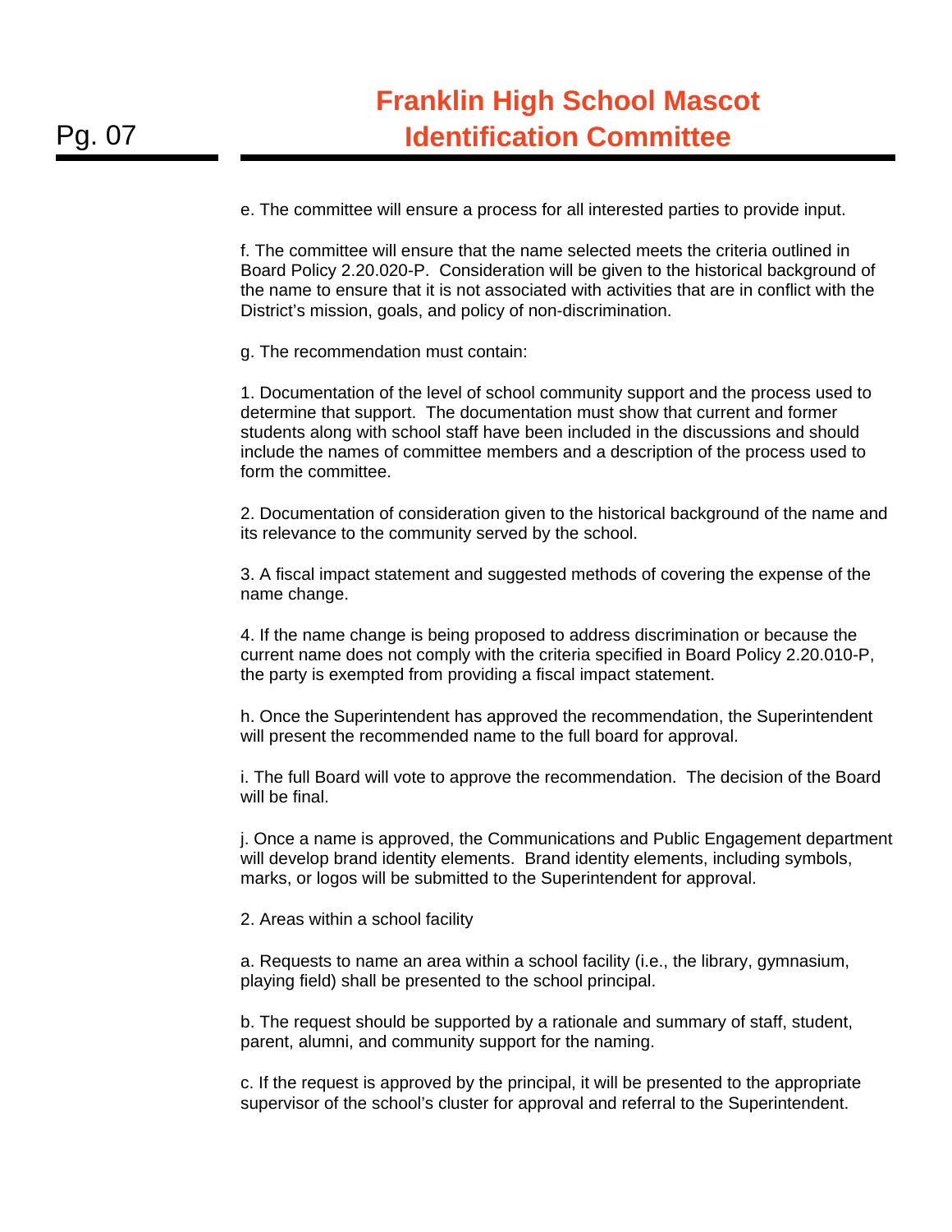e. The committee will ensure a process for all interested parties to provide input.

f. The committee will ensure that the name selected meets the criteria outlined in Board Policy 2.20.020-P. Consideration will be given to the historical background of the name to ensure that it is not associated with activities that are in conflict with the District's mission, goals, and policy of non-discrimination.

g. The recommendation must contain:

1. Documentation of the level of school community support and the process used to determine that support. The documentation must show that current and former students along with school staff have been included in the discussions and should include the names of committee members and a description of the process used to form the committee.

2. Documentation of consideration given to the historical background of the name and its relevance to the community served by the school.

3. A fiscal impact statement and suggested methods of covering the expense of the name change.

4. If the name change is being proposed to address discrimination or because the current name does not comply with the criteria specified in Board Policy 2.20.010-P, the party is exempted from providing a fiscal impact statement.

h. Once the Superintendent has approved the recommendation, the Superintendent will present the recommended name to the full board for approval.

i. The full Board will vote to approve the recommendation. The decision of the Board will be final.

j. Once a name is approved, the Communications and Public Engagement department will develop brand identity elements. Brand identity elements, including symbols, marks, or logos will be submitted to the Superintendent for approval.

2. Areas within a school facility

a. Requests to name an area within a school facility (i.e., the library, gymnasium, playing field) shall be presented to the school principal.

b. The request should be supported by a rationale and summary of staff, student, parent, alumni, and community support for the naming.

c. If the request is approved by the principal, it will be presented to the appropriate supervisor of the school's cluster for approval and referral to the Superintendent.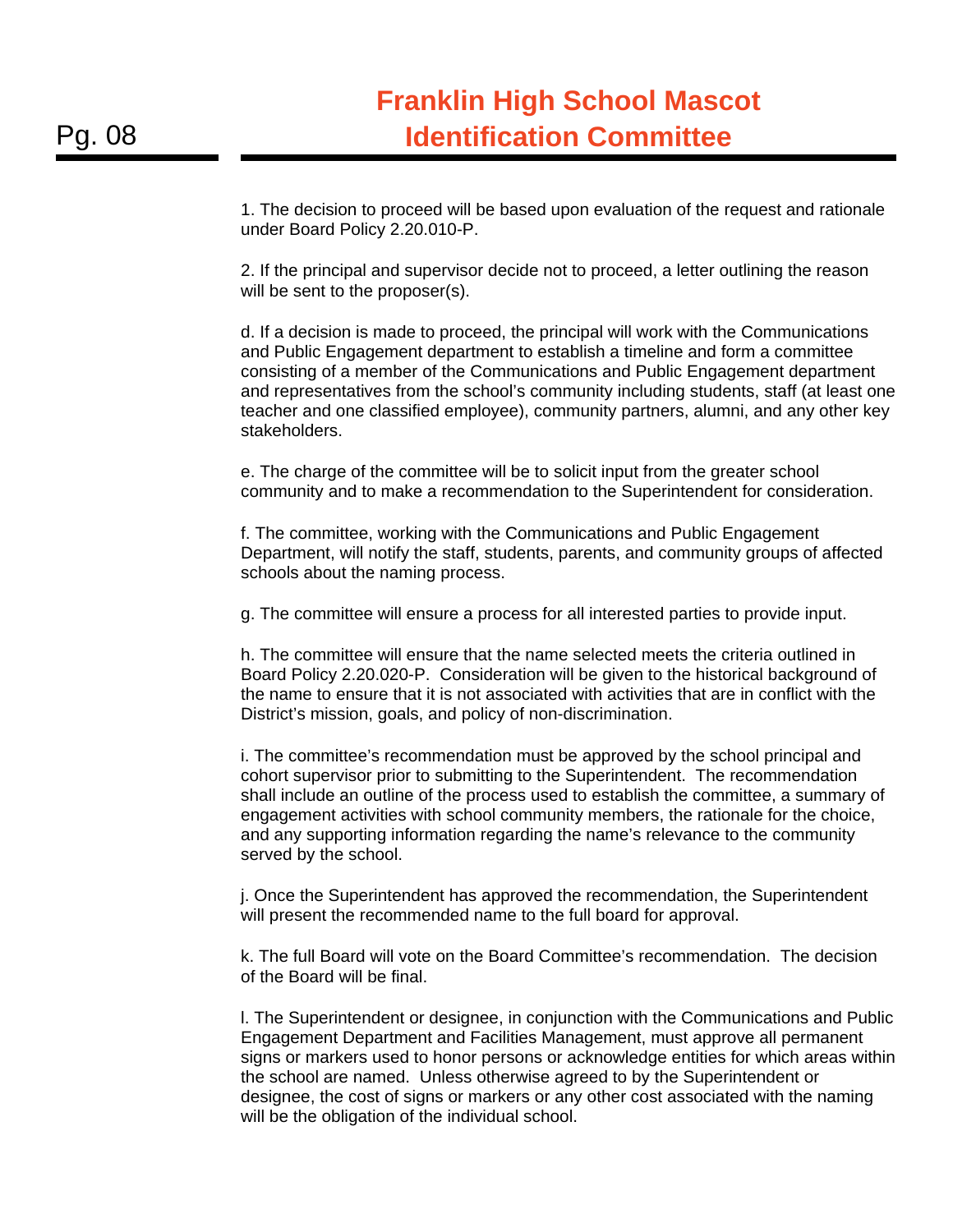# Franklin High School Mascot Identification Committee

1. The decision to proceed will be based upon evaluation of the request and rationale under Board Policy 2.20.010-P.

2. If the principal and supervisor decide not to proceed, a letter outlining the reason will be sent to the proposer(s).

d. If a decision is made to proceed, the principal will work with the Communications and Public Engagement department to establish a timeline and form a committee consisting of a member of the Communications and Public Engagement department and representatives from the school's community including students, staff (at least one teacher and one classified employee), community partners, alumni, and any other key stakeholders.

e. The charge of the committee will be to solicit input from the greater school community and to make a recommendation to the Superintendent for consideration.

f. The committee, working with the Communications and Public Engagement Department, will notify the staff, students, parents, and community groups of affected schools about the naming process.

g. The committee will ensure a process for all interested parties to provide input.

h. The committee will ensure that the name selected meets the criteria outlined in Board Policy 2.20.020-P. Consideration will be given to the historical background of the name to ensure that it is not associated with activities that are in conflict with the District's mission, goals, and policy of non-discrimination.

i. The committee's recommendation must be approved by the school principal and cohort supervisor prior to submitting to the Superintendent. The recommendation shall include an outline of the process used to establish the committee, a summary of engagement activities with school community members, the rationale for the choice, and any supporting information regarding the name's relevance to the community served by the school.

j. Once the Superintendent has approved the recommendation, the Superintendent will present the recommended name to the full board for approval.

k. The full Board will vote on the Board Committee's recommendation. The decision of the Board will be final.

l. The Superintendent or designee, in conjunction with the Communications and Public Engagement Department and Facilities Management, must approve all permanent signs or markers used to honor persons or acknowledge entities for which areas within the school are named. Unless otherwise agreed to by the Superintendent or designee, the cost of signs or markers or any other cost associated with the naming will be the obligation of the individual school.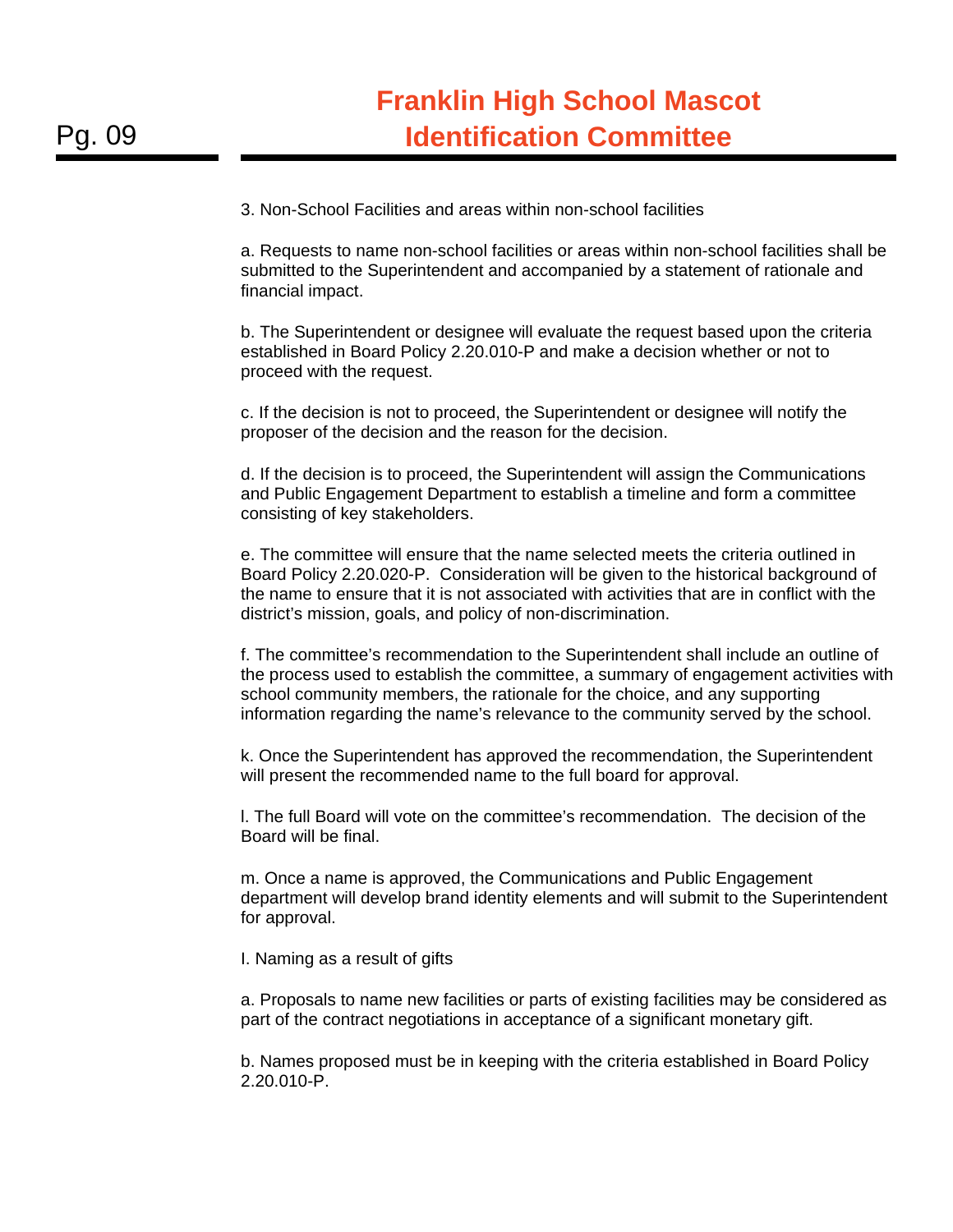3. Non-School Facilities and areas within non-school facilities

a. Requests to name non-school facilities or areas within non-school facilities shall be submitted to the Superintendent and accompanied by a statement of rationale and financial impact.

b. The Superintendent or designee will evaluate the request based upon the criteria established in Board Policy 2.20.010-P and make a decision whether or not to proceed with the request.

c. If the decision is not to proceed, the Superintendent or designee will notify the proposer of the decision and the reason for the decision.

d. If the decision is to proceed, the Superintendent will assign the Communications and Public Engagement Department to establish a timeline and form a committee consisting of key stakeholders.

e. The committee will ensure that the name selected meets the criteria outlined in Board Policy 2.20.020-P. Consideration will be given to the historical background of the name to ensure that it is not associated with activities that are in conflict with the district's mission, goals, and policy of non-discrimination.

f. The committee's recommendation to the Superintendent shall include an outline of the process used to establish the committee, a summary of engagement activities with school community members, the rationale for the choice, and any supporting information regarding the name's relevance to the community served by the school.

k. Once the Superintendent has approved the recommendation, the Superintendent will present the recommended name to the full board for approval.

l. The full Board will vote on the committee's recommendation. The decision of the Board will be final.

m. Once a name is approved, the Communications and Public Engagement department will develop brand identity elements and will submit to the Superintendent for approval.

I. Naming as a result of gifts

a. Proposals to name new facilities or parts of existing facilities may be considered as part of the contract negotiations in acceptance of a significant monetary gift.

b. Names proposed must be in keeping with the criteria established in Board Policy 2.20.010-P.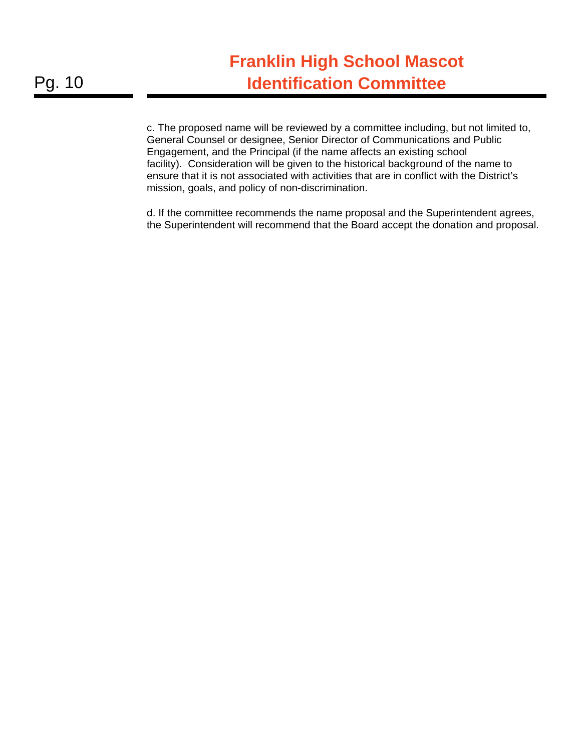c. The proposed name will be reviewed by a committee including, but not limited to, General Counsel or designee, Senior Director of Communications and Public Engagement, and the Principal (if the name affects an existing school facility). Consideration will be given to the historical background of the name to ensure that it is not associated with activities that are in conflict with the District's mission, goals, and policy of non-discrimination.

d. If the committee recommends the name proposal and the Superintendent agrees, the Superintendent will recommend that the Board accept the donation and proposal.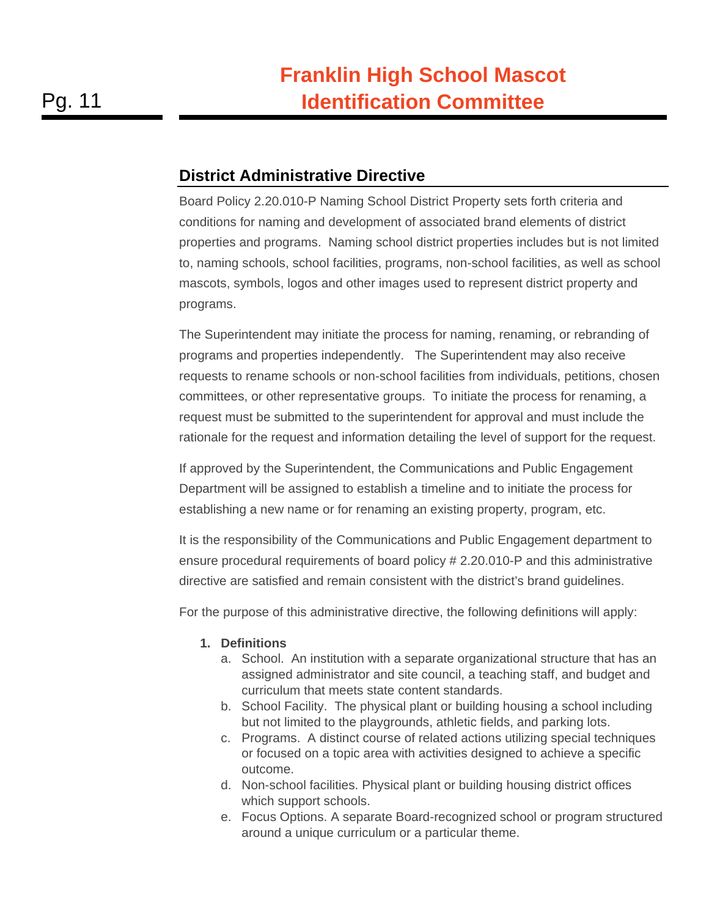## District Administrative Directive

Board Policy 2.20.010-P Naming School District Property sets forth criteria and conditions for naming and development of associated brand elements of district properties and programs. Naming school district properties includes but is not limited to, naming schools, school facilities, programs, non-school facilities, as well as school mascots, symbols, logos and other images used to represent district property and programs.

The Superintendent may initiate the process for naming, renaming, or rebranding of programs and properties independently. The Superintendent may also receive requests to rename schools or non-school facilities from individuals, petitions, chosen committees, or other representative groups. To initiate the process for renaming, a request must be submitted to the superintendent for approval and must include the rationale for the request and information detailing the level of support for the request.

If approved by the Superintendent, the Communications and Public Engagement Department will be assigned to establish a timeline and to initiate the process for establishing a new name or for renaming an existing property, program, etc.

It is the responsibility of the Communications and Public Engagement department to ensure procedural requirements of board policy # 2.20.010-P and this administrative directive are satisfied and remain consistent with the district's brand guidelines.

For the purpose of this administrative directive, the following definitions will apply:

1. **Definitions**
   a. School. An institution with a separate organizational structure that has an assigned administrator and site council, a teaching staff, and budget and curriculum that meets state content standards.
   b. School Facility. The physical plant or building housing a school including but not limited to the playgrounds, athletic fields, and parking lots.
   c. Programs. A distinct course of related actions utilizing special techniques or focused on a topic area with activities designed to achieve a specific outcome.
   d. Non-school facilities. Physical plant or building housing district offices which support schools.
   e. Focus Options. A separate Board-recognized school or program structured around a unique curriculum or a particular theme.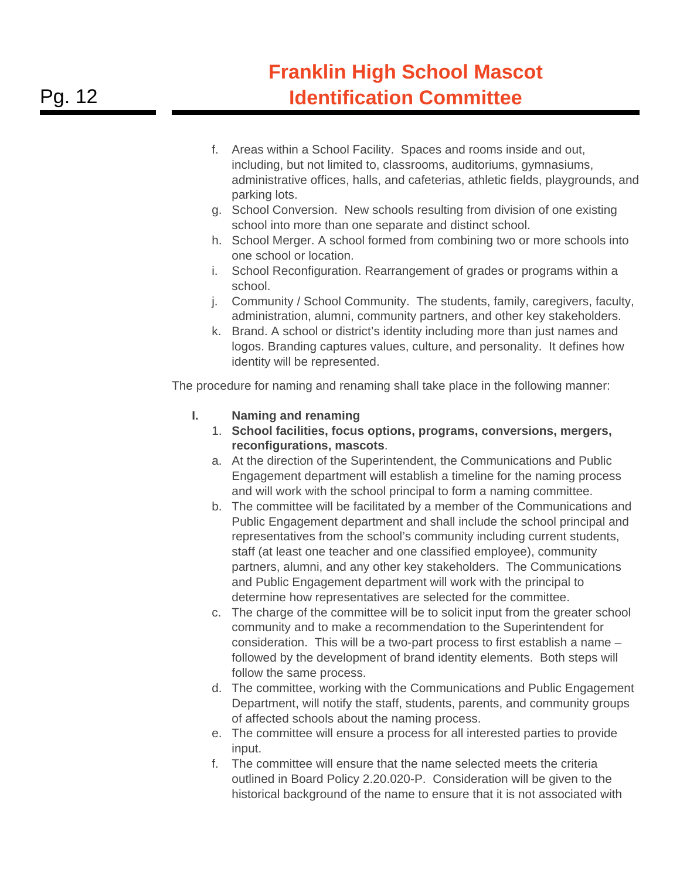f. Areas within a School Facility. Spaces and rooms inside and out, including, but not limited to, classrooms, auditoriums, gymnasiums, administrative offices, halls, and cafeterias, athletic fields, playgrounds, and parking lots.
g. School Conversion. New schools resulting from division of one existing school into more than one separate and distinct school.
h. School Merger. A school formed from combining two or more schools into one school or location.
i. School Reconfiguration. Rearrangement of grades or programs within a school.
j. Community / School Community. The students, family, caregivers, faculty, administration, alumni, community partners, and other key stakeholders.
k. Brand. A school or district's identity including more than just names and logos. Branding captures values, culture, and personality. It defines how identity will be represented.

The procedure for naming and renaming shall take place in the following manner:

**I. Naming and renaming**

1. **School facilities, focus options, programs, conversions, mergers, reconfigurations, mascots**.

a. At the direction of the Superintendent, the Communications and Public Engagement department will establish a timeline for the naming process and will work with the school principal to form a naming committee.
b. The committee will be facilitated by a member of the Communications and Public Engagement department and shall include the school principal and representatives from the school's community including current students, staff (at least one teacher and one classified employee), community partners, alumni, and any other key stakeholders. The Communications and Public Engagement department will work with the principal to determine how representatives are selected for the committee.
c. The charge of the committee will be to solicit input from the greater school community and to make a recommendation to the Superintendent for consideration. This will be a two-part process to first establish a name – followed by the development of brand identity elements. Both steps will follow the same process.
d. The committee, working with the Communications and Public Engagement Department, will notify the staff, students, parents, and community groups of affected schools about the naming process.
e. The committee will ensure a process for all interested parties to provide input.
f. The committee will ensure that the name selected meets the criteria outlined in Board Policy 2.20.020-P. Consideration will be given to the historical background of the name to ensure that it is not associated with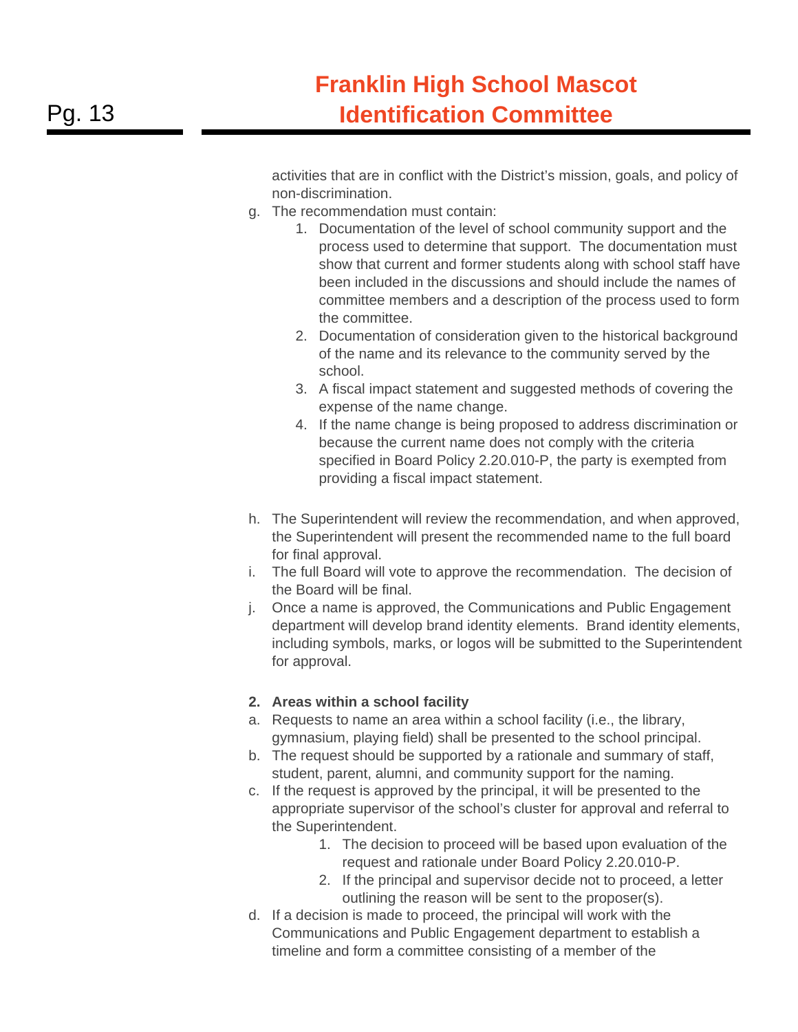activities that are in conflict with the District's mission, goals, and policy of non-discrimination.

g. The recommendation must contain:
    1. Documentation of the level of school community support and the process used to determine that support. The documentation must show that current and former students along with school staff have been included in the discussions and should include the names of committee members and a description of the process used to form the committee.
    2. Documentation of consideration given to the historical background of the name and its relevance to the community served by the school.
    3. A fiscal impact statement and suggested methods of covering the expense of the name change.
    4. If the name change is being proposed to address discrimination or because the current name does not comply with the criteria specified in Board Policy 2.20.010-P, the party is exempted from providing a fiscal impact statement.

h. The Superintendent will review the recommendation, and when approved, the Superintendent will present the recommended name to the full board for final approval.

i. The full Board will vote to approve the recommendation. The decision of the Board will be final.

j. Once a name is approved, the Communications and Public Engagement department will develop brand identity elements. Brand identity elements, including symbols, marks, or logos will be submitted to the Superintendent for approval.

**2. Areas within a school facility**

a. Requests to name an area within a school facility (i.e., the library, gymnasium, playing field) shall be presented to the school principal.

b. The request should be supported by a rationale and summary of staff, student, parent, alumni, and community support for the naming.

c. If the request is approved by the principal, it will be presented to the appropriate supervisor of the school's cluster for approval and referral to the Superintendent.
    1. The decision to proceed will be based upon evaluation of the request and rationale under Board Policy 2.20.010-P.
    2. If the principal and supervisor decide not to proceed, a letter outlining the reason will be sent to the proposer(s).

d. If a decision is made to proceed, the principal will work with the Communications and Public Engagement department to establish a timeline and form a committee consisting of a member of the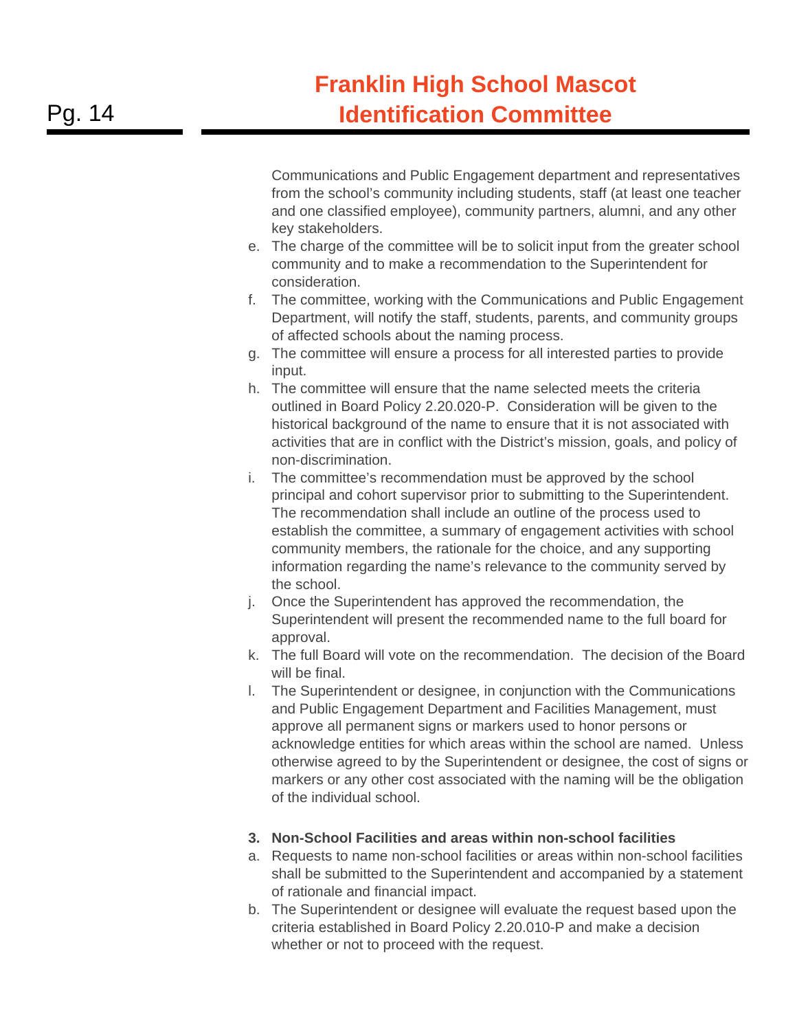Communications and Public Engagement department and representatives from the school's community including students, staff (at least one teacher and one classified employee), community partners, alumni, and any other key stakeholders.

e. The charge of the committee will be to solicit input from the greater school community and to make a recommendation to the Superintendent for consideration.
f. The committee, working with the Communications and Public Engagement Department, will notify the staff, students, parents, and community groups of affected schools about the naming process.
g. The committee will ensure a process for all interested parties to provide input.
h. The committee will ensure that the name selected meets the criteria outlined in Board Policy 2.20.020-P. Consideration will be given to the historical background of the name to ensure that it is not associated with activities that are in conflict with the District's mission, goals, and policy of non-discrimination.
i. The committee's recommendation must be approved by the school principal and cohort supervisor prior to submitting to the Superintendent. The recommendation shall include an outline of the process used to establish the committee, a summary of engagement activities with school community members, the rationale for the choice, and any supporting information regarding the name's relevance to the community served by the school.
j. Once the Superintendent has approved the recommendation, the Superintendent will present the recommended name to the full board for approval.
k. The full Board will vote on the recommendation. The decision of the Board will be final.
l. The Superintendent or designee, in conjunction with the Communications and Public Engagement Department and Facilities Management, must approve all permanent signs or markers used to honor persons or acknowledge entities for which areas within the school are named. Unless otherwise agreed to by the Superintendent or designee, the cost of signs or markers or any other cost associated with the naming will be the obligation of the individual school.

**3. Non-School Facilities and areas within non-school facilities**

a. Requests to name non-school facilities or areas within non-school facilities shall be submitted to the Superintendent and accompanied by a statement of rationale and financial impact.
b. The Superintendent or designee will evaluate the request based upon the criteria established in Board Policy 2.20.010-P and make a decision whether or not to proceed with the request.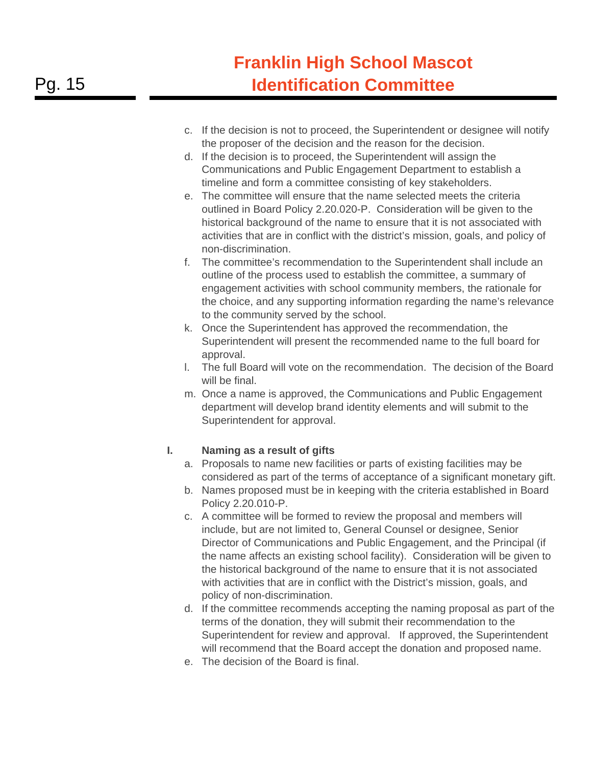c. If the decision is not to proceed, the Superintendent or designee will notify the proposer of the decision and the reason for the decision.
d. If the decision is to proceed, the Superintendent will assign the Communications and Public Engagement Department to establish a timeline and form a committee consisting of key stakeholders.
e. The committee will ensure that the name selected meets the criteria outlined in Board Policy 2.20.020-P. Consideration will be given to the historical background of the name to ensure that it is not associated with activities that are in conflict with the district's mission, goals, and policy of non-discrimination.
f. The committee's recommendation to the Superintendent shall include an outline of the process used to establish the committee, a summary of engagement activities with school community members, the rationale for the choice, and any supporting information regarding the name's relevance to the community served by the school.
k. Once the Superintendent has approved the recommendation, the Superintendent will present the recommended name to the full board for approval.
l. The full Board will vote on the recommendation. The decision of the Board will be final.
m. Once a name is approved, the Communications and Public Engagement department will develop brand identity elements and will submit to the Superintendent for approval.

**I. Naming as a result of gifts**

a. Proposals to name new facilities or parts of existing facilities may be considered as part of the terms of acceptance of a significant monetary gift.
b. Names proposed must be in keeping with the criteria established in Board Policy 2.20.010-P.
c. A committee will be formed to review the proposal and members will include, but are not limited to, General Counsel or designee, Senior Director of Communications and Public Engagement, and the Principal (if the name affects an existing school facility). Consideration will be given to the historical background of the name to ensure that it is not associated with activities that are in conflict with the District's mission, goals, and policy of non-discrimination.
d. If the committee recommends accepting the naming proposal as part of the terms of the donation, they will submit their recommendation to the Superintendent for review and approval. If approved, the Superintendent will recommend that the Board accept the donation and proposed name.
e. The decision of the Board is final.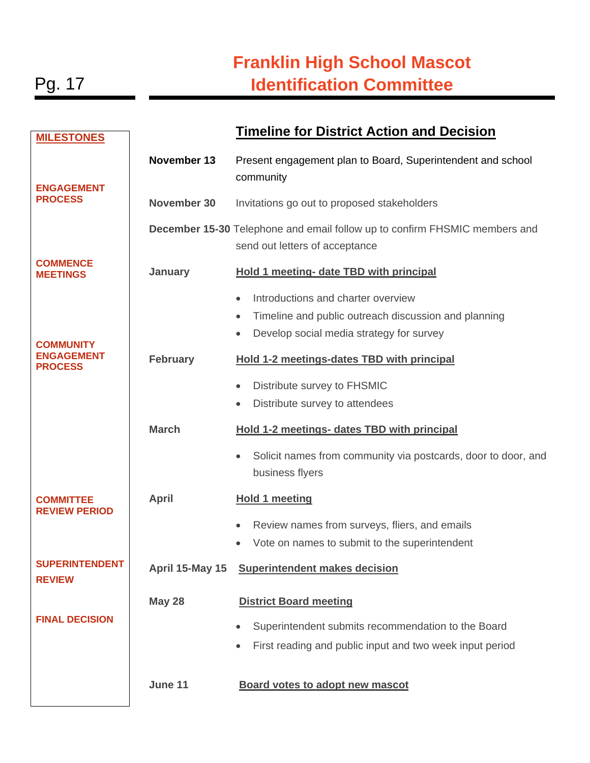# Franklin High School Mascot Identification Committee

## Timeline for District Action and Decision

| MILESTONES | Date | Action |
|---|---|---|
| ENGAGEMENT PROCESS | **November 13** | Present engagement plan to Board, Superintendent and school community |
| | **November 30** | Invitations go out to proposed stakeholders |
| | **December 15-30** | Telephone and email follow up to confirm FHSMIC members and send out letters of acceptance |
| COMMENCE MEETINGS | **January** | **Hold 1 meeting- date TBD with principal**<br>• Introductions and charter overview<br>• Timeline and public outreach discussion and planning<br>• Develop social media strategy for survey |
| COMMUNITY ENGAGEMENT PROCESS | **February** | **Hold 1-2 meetings-dates TBD with principal**<br>• Distribute survey to FHSMIC<br>• Distribute survey to attendees |
| | **March** | **Hold 1-2 meetings- dates TBD with principal**<br>• Solicit names from community via postcards, door to door, and business flyers |
| COMMITTEE REVIEW PERIOD | **April** | **Hold 1 meeting**<br>• Review names from surveys, fliers, and emails<br>• Vote on names to submit to the superintendent |
| SUPERINTENDENT REVIEW | **April 15-May 15** | **Superintendent makes decision** |
| FINAL DECISION | **May 28** | **District Board meeting**<br>• Superintendent submits recommendation to the Board<br>• First reading and public input and two week input period |
| | **June 11** | **Board votes to adopt new mascot** |